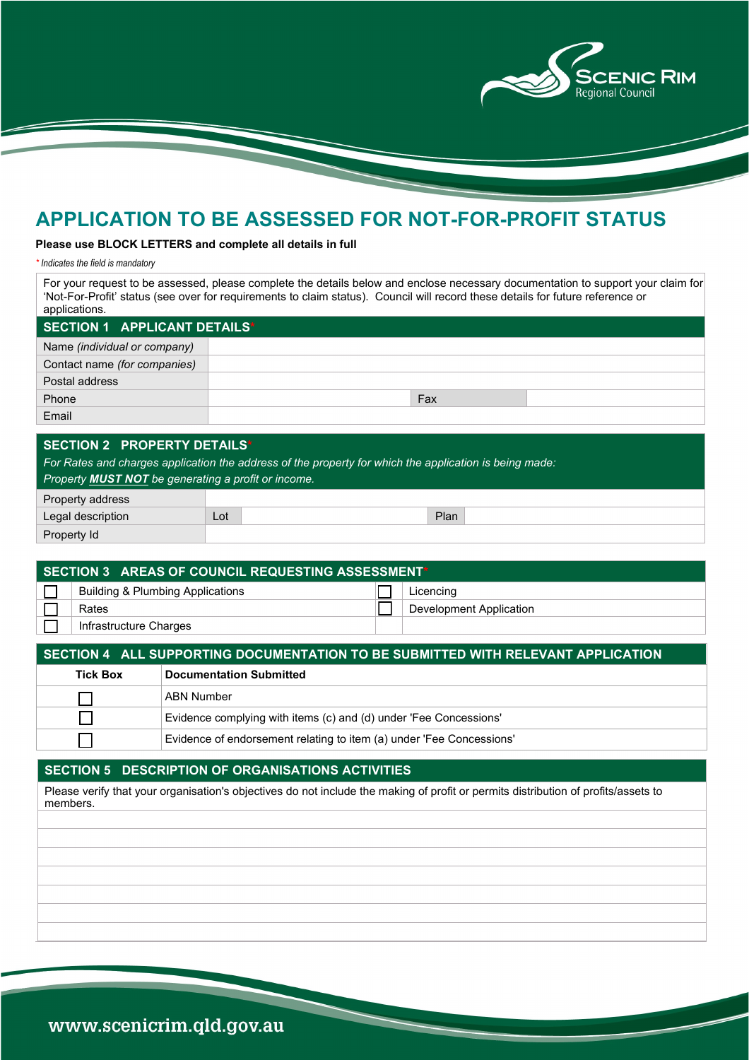# APPLICATION TO BE ASSESSED FOR NOT-FOR-PROFIT STATUS

**Please use BLOCK LETTERS and complete all details in full**

*\* Indicates the field is mandatory*

For your request to be assessed, please complete the details below and enclose necessary documentation to support your claim for 'Not-For-Profit' status (see over for requirements to claim status). Council will record these details for future reference or applications.

## SECTION 1 APPLICANT DETAILS*

| | | | |
|---|---|---|---|
| Name *(individual or company)* | | | |
| Contact name *(for companies)* | | | |
| Postal address | | | |
| Phone | | Fax | |
| Email | | | |

## SECTION 2 PROPERTY DETAILS*

*For Rates and charges application the address of the property for which the application is being made:*
*Property **MUST NOT** be generating a profit or income.*

| | | | | |
|---|---|---|---|---|
| Property address | | | | |
| Legal description | Lot | | Plan | |
| Property Id | | | | |

## SECTION 3 AREAS OF COUNCIL REQUESTING ASSESSMENT*

| | | | |
|---|---|---|---|
| ☐ | Building & Plumbing Applications | ☐ | Licencing |
| ☐ | Rates | ☐ | Development Application |
| ☐ | Infrastructure Charges | | |

## SECTION 4 ALL SUPPORTING DOCUMENTATION TO BE SUBMITTED WITH RELEVANT APPLICATION

| Tick Box | Documentation Submitted |
|---|---|
| ☐ | ABN Number |
| ☐ | Evidence complying with items (c) and (d) under 'Fee Concessions' |
| ☐ | Evidence of endorsement relating to item (a) under 'Fee Concessions' |

## SECTION 5 DESCRIPTION OF ORGANISATIONS ACTIVITIES

Please verify that your organisation's objectives do not include the making of profit or permits distribution of profits/assets to members.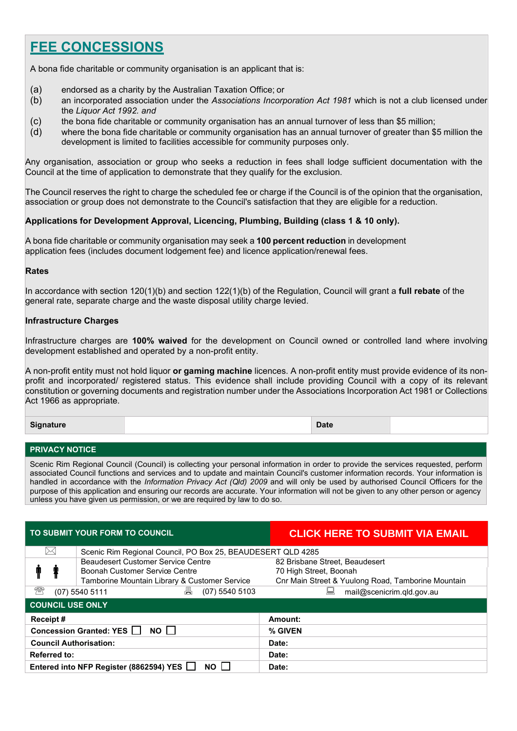## FEE CONCESSIONS

A bona fide charitable or community organisation is an applicant that is:

(a) endorsed as a charity by the Australian Taxation Office; or
(b) an incorporated association under the *Associations Incorporation Act 1981* which is not a club licensed under the *Liquor Act 1992. and*
(c) the bona fide charitable or community organisation has an annual turnover of less than $5 million;
(d) where the bona fide charitable or community organisation has an annual turnover of greater than $5 million the development is limited to facilities accessible for community purposes only.

Any organisation, association or group who seeks a reduction in fees shall lodge sufficient documentation with the Council at the time of application to demonstrate that they qualify for the exclusion.

The Council reserves the right to charge the scheduled fee or charge if the Council is of the opinion that the organisation, association or group does not demonstrate to the Council's satisfaction that they are eligible for a reduction.

**Applications for Development Approval, Licencing, Plumbing, Building (class 1 & 10 only).**

A bona fide charitable or community organisation may seek a **100 percent reduction** in development application fees (includes document lodgement fee) and licence application/renewal fees.

**Rates**

In accordance with section 120(1)(b) and section 122(1)(b) of the Regulation, Council will grant a **full rebate** of the general rate, separate charge and the waste disposal utility charge levied.

**Infrastructure Charges**

Infrastructure charges are **100% waived** for the development on Council owned or controlled land where involving development established and operated by a non-profit entity.

A non-profit entity must not hold liquor **or gaming machine** licences. A non-profit entity must provide evidence of its non-profit and incorporated/ registered status. This evidence shall include providing Council with a copy of its relevant constitution or governing documents and registration number under the Associations Incorporation Act 1981 or Collections Act 1966 as appropriate.

| | | | |
|---|---|---|---|
| **Signature** | | **Date** | |

**PRIVACY NOTICE**

Scenic Rim Regional Council (Council) is collecting your personal information in order to provide the services requested, perform associated Council functions and services and to update and maintain Council's customer information records. Your information is handled in accordance with the *Information Privacy Act (Qld) 2009* and will only be used by authorised Council Officers for the purpose of this application and ensuring our records are accurate. Your information will not be given to any other person or agency unless you have given us permission, or we are required by law to do so.

**TO SUBMIT YOUR FORM TO COUNCIL** — **CLICK HERE TO SUBMIT VIA EMAIL**

| | | |
|---|---|---|
| Mail | Scenic Rim Regional Council, PO Box 25, BEAUDESERT QLD 4285 | |
| In person | Beaudesert Customer Service Centre | 82 Brisbane Street, Beaudesert |
| | Boonah Customer Service Centre | 70 High Street, Boonah |
| | Tamborine Mountain Library & Customer Service | Cnr Main Street & Yuulong Road, Tamborine Mountain |
| Phone: (07) 5540 5111 | Fax: (07) 5540 5103 | Email: mail@scenicrim.qld.gov.au |

**COUNCIL USE ONLY**

| | |
|---|---|
| **Receipt #** | **Amount:** |
| **Concession Granted: YES ☐ NO ☐** | **% GIVEN** |
| **Council Authorisation:** | **Date:** |
| **Referred to:** | **Date:** |
| **Entered into NFP Register (8862594) YES ☐ NO ☐** | **Date:** |